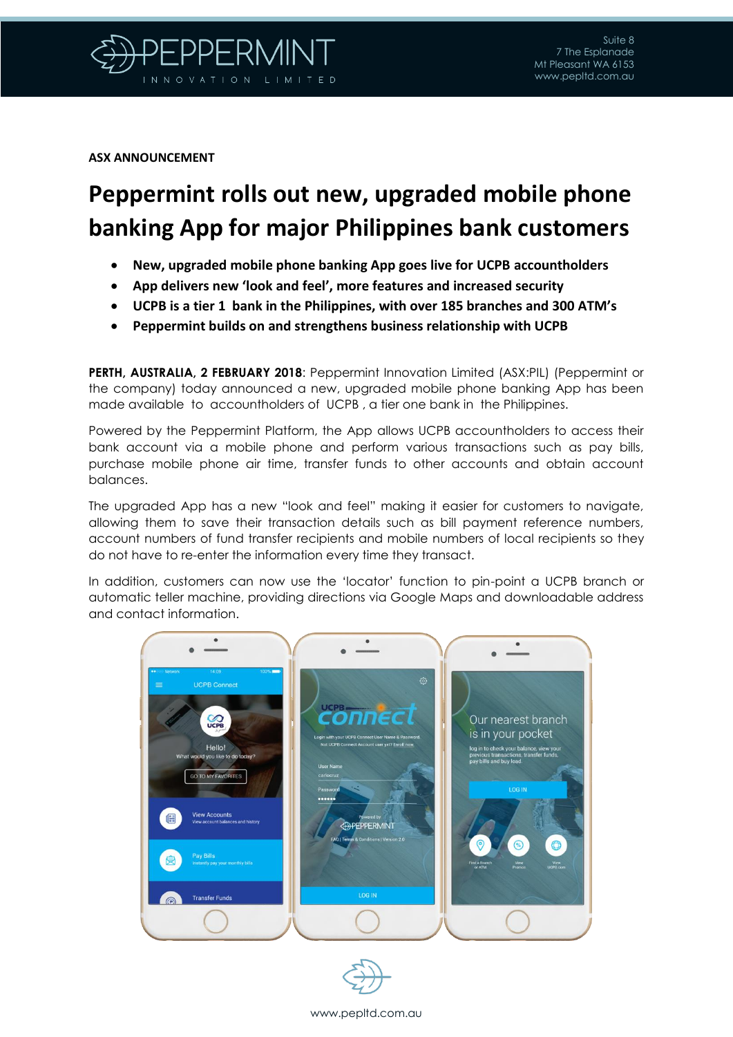ASX ANNOUNCEMENT

# Peppermint rolls out new, upgraded mobile phone banking App for major Philippines bank customers

- **New, upgraded mobile phone banking App goes live for UCPB accountholders**
- **App delivers new 'look and feel', more features and increased security**
- **UCPB is a tier 1 bank in the Philippines, with over 185 branches and 300 ATM's**
- **Peppermint builds on and strengthens business relationship with UCPB**

**PERTH, AUSTRALIA, 2 FEBRUARY 2018**: Peppermint Innovation Limited (ASX:PIL) (Peppermint or the company) today announced a new, upgraded mobile phone banking App has been made available to accountholders of UCPB , a tier one bank in the Philippines.

Powered by the Peppermint Platform, the App allows UCPB accountholders to access their bank account via a mobile phone and perform various transactions such as pay bills, purchase mobile phone air time, transfer funds to other accounts and obtain account balances.

The upgraded App has a new "look and feel" making it easier for customers to navigate, allowing them to save their transaction details such as bill payment reference numbers, account numbers of fund transfer recipients and mobile numbers of local recipients so they do not have to re-enter the information every time they transact.

In addition, customers can now use the 'locator' function to pin-point a UCPB branch or automatic teller machine, providing directions via Google Maps and downloadable address and contact information.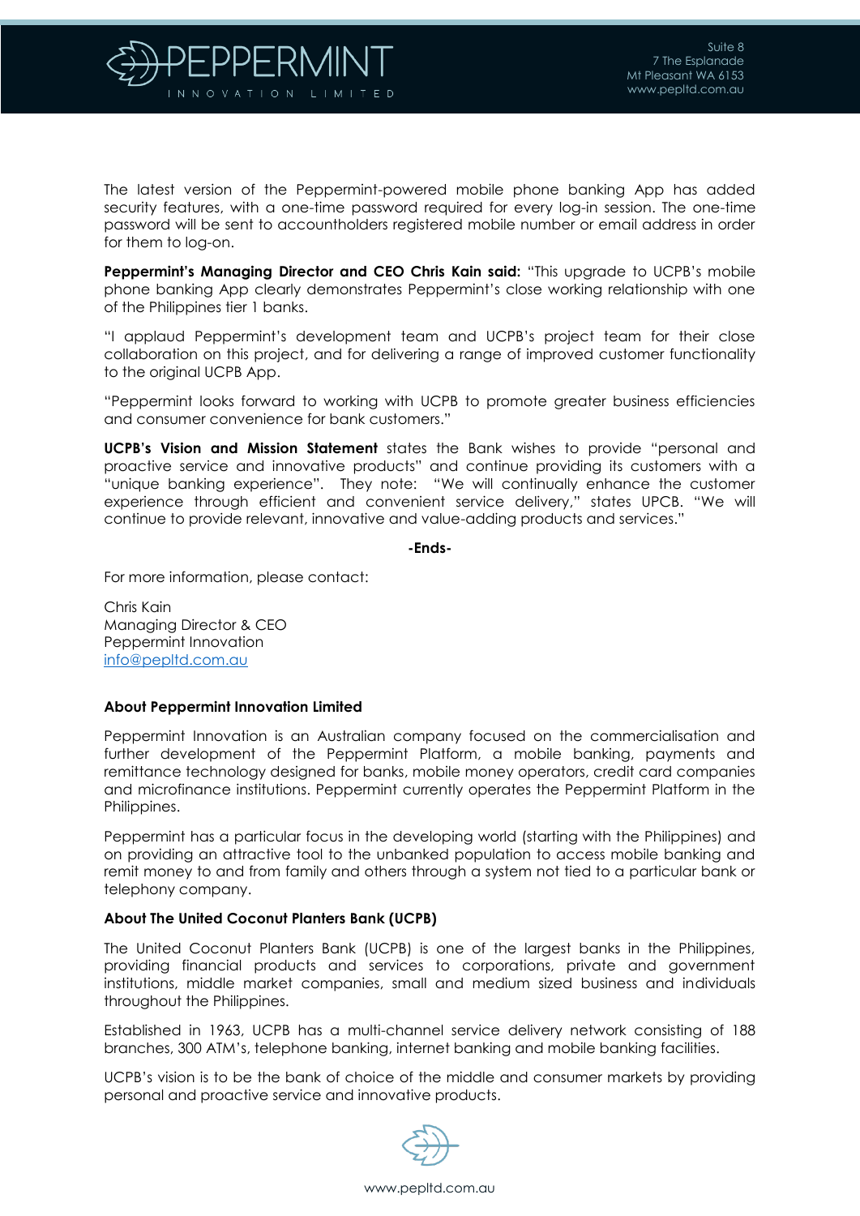The latest version of the Peppermint-powered mobile phone banking App has added security features, with a one-time password required for every log-in session. The one-time password will be sent to accountholders registered mobile number or email address in order for them to log-on.

**Peppermint's Managing Director and CEO Chris Kain said:** "This upgrade to UCPB's mobile phone banking App clearly demonstrates Peppermint's close working relationship with one of the Philippines tier 1 banks.

"I applaud Peppermint's development team and UCPB's project team for their close collaboration on this project, and for delivering a range of improved customer functionality to the original UCPB App.

"Peppermint looks forward to working with UCPB to promote greater business efficiencies and consumer convenience for bank customers."

**UCPB's Vision and Mission Statement** states the Bank wishes to provide "personal and proactive service and innovative products" and continue providing its customers with a "unique banking experience". They note: "We will continually enhance the customer experience through efficient and convenient service delivery," states UPCB. "We will continue to provide relevant, innovative and value-adding products and services."

**-Ends-**

For more information, please contact:

Chris Kain
Managing Director & CEO
Peppermint Innovation
info@pepltd.com.au

**About Peppermint Innovation Limited**

Peppermint Innovation is an Australian company focused on the commercialisation and further development of the Peppermint Platform, a mobile banking, payments and remittance technology designed for banks, mobile money operators, credit card companies and microfinance institutions. Peppermint currently operates the Peppermint Platform in the Philippines.

Peppermint has a particular focus in the developing world (starting with the Philippines) and on providing an attractive tool to the unbanked population to access mobile banking and remit money to and from family and others through a system not tied to a particular bank or telephony company.

**About The United Coconut Planters Bank (UCPB)**

The United Coconut Planters Bank (UCPB) is one of the largest banks in the Philippines, providing financial products and services to corporations, private and government institutions, middle market companies, small and medium sized business and individuals throughout the Philippines.

Established in 1963, UCPB has a multi-channel service delivery network consisting of 188 branches, 300 ATM's, telephone banking, internet banking and mobile banking facilities.

UCPB's vision is to be the bank of choice of the middle and consumer markets by providing personal and proactive service and innovative products.